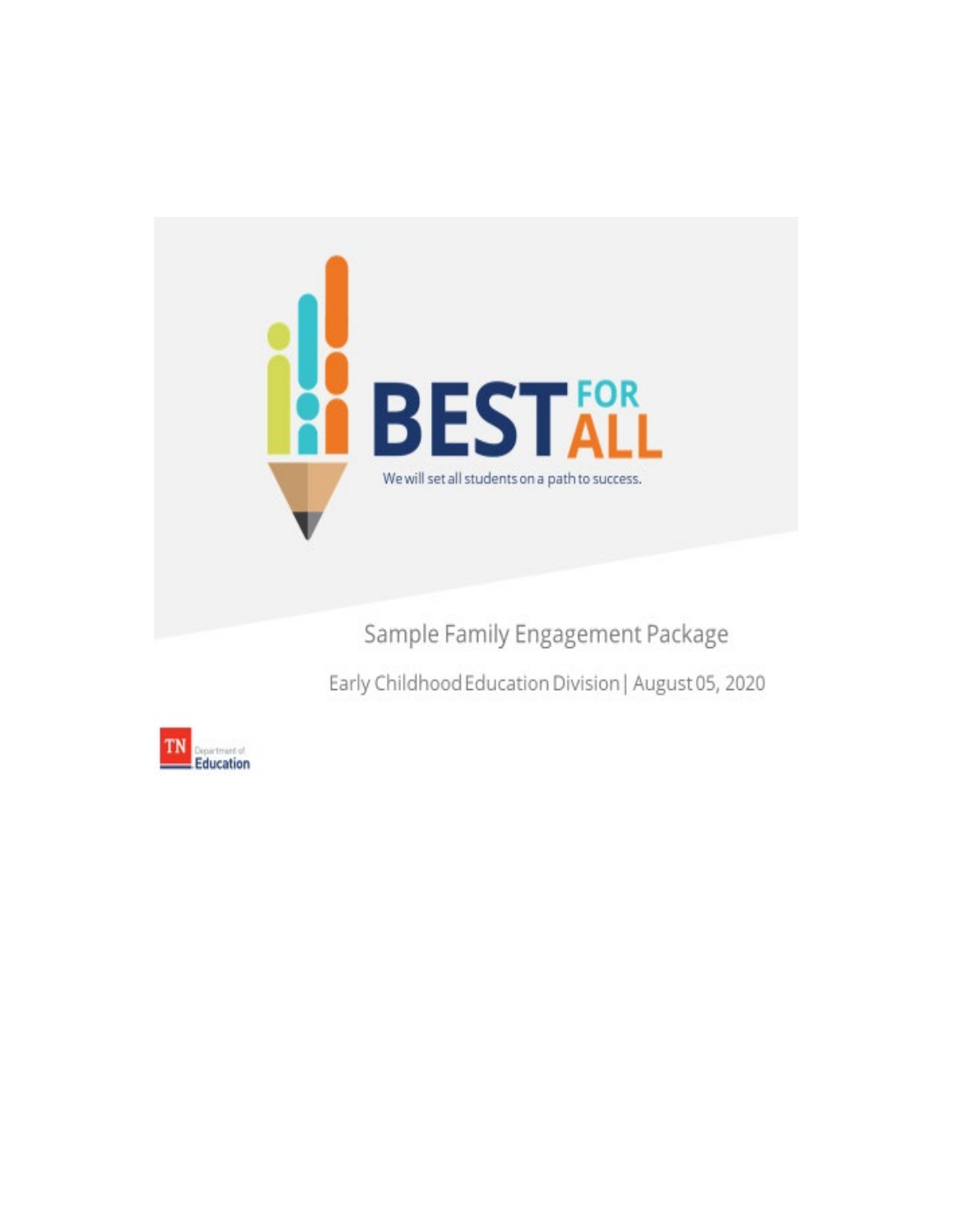# BEST FOR ALL

We will set all students on a path to success.

Sample Family Engagement Package

Early Childhood Education Division | August 05, 2020

TN Department of Education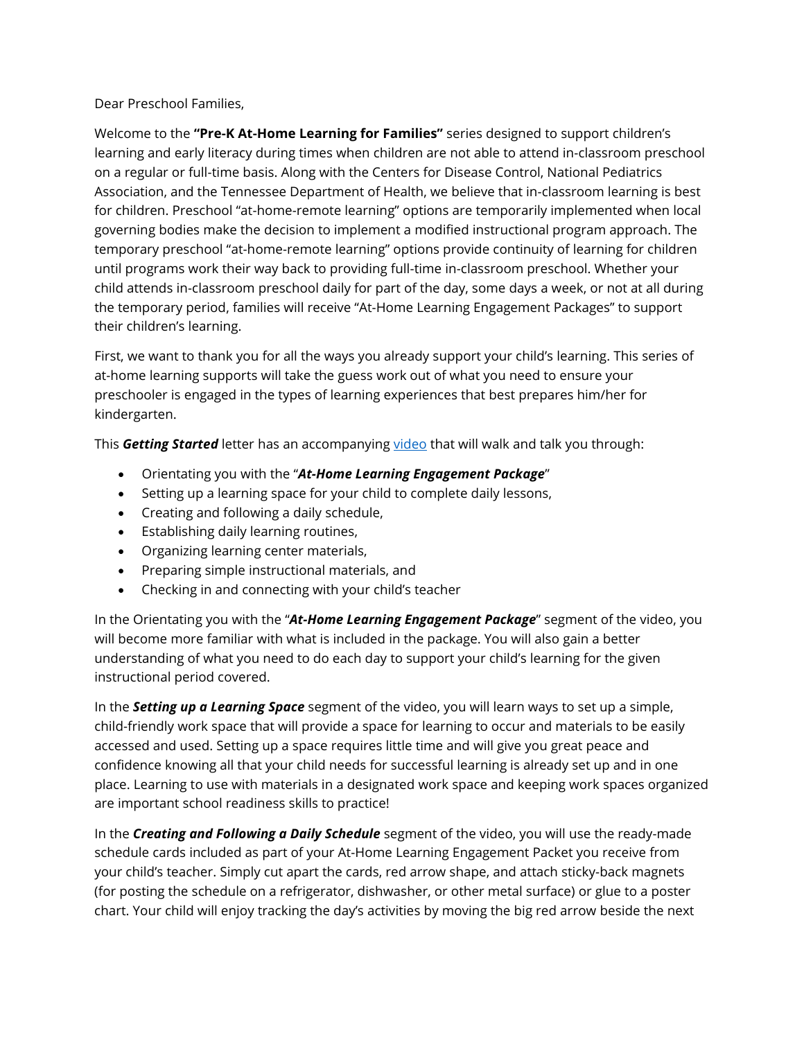Dear Preschool Families,

Welcome to the **"Pre-K At-Home Learning for Families"** series designed to support children's learning and early literacy during times when children are not able to attend in-classroom preschool on a regular or full-time basis. Along with the Centers for Disease Control, National Pediatrics Association, and the Tennessee Department of Health, we believe that in-classroom learning is best for children. Preschool "at-home-remote learning" options are temporarily implemented when local governing bodies make the decision to implement a modified instructional program approach. The temporary preschool "at-home-remote learning" options provide continuity of learning for children until programs work their way back to providing full-time in-classroom preschool. Whether your child attends in-classroom preschool daily for part of the day, some days a week, or not at all during the temporary period, families will receive "At-Home Learning Engagement Packages" to support their children's learning.

First, we want to thank you for all the ways you already support your child's learning. This series of at-home learning supports will take the guess work out of what you need to ensure your preschooler is engaged in the types of learning experiences that best prepares him/her for kindergarten.

This ***Getting Started*** letter has an accompanying [video] that will walk and talk you through:

- Orientating you with the "***At-Home Learning Engagement Package***"
- Setting up a learning space for your child to complete daily lessons,
- Creating and following a daily schedule,
- Establishing daily learning routines,
- Organizing learning center materials,
- Preparing simple instructional materials, and
- Checking in and connecting with your child's teacher

In the Orientating you with the "***At-Home Learning Engagement Package***" segment of the video, you will become more familiar with what is included in the package. You will also gain a better understanding of what you need to do each day to support your child's learning for the given instructional period covered.

In the ***Setting up a Learning Space*** segment of the video, you will learn ways to set up a simple, child-friendly work space that will provide a space for learning to occur and materials to be easily accessed and used. Setting up a space requires little time and will give you great peace and confidence knowing all that your child needs for successful learning is already set up and in one place. Learning to use with materials in a designated work space and keeping work spaces organized are important school readiness skills to practice!

In the ***Creating and Following a Daily Schedule*** segment of the video, you will use the ready-made schedule cards included as part of your At-Home Learning Engagement Packet you receive from your child's teacher. Simply cut apart the cards, red arrow shape, and attach sticky-back magnets (for posting the schedule on a refrigerator, dishwasher, or other metal surface) or glue to a poster chart. Your child will enjoy tracking the day's activities by moving the big red arrow beside the next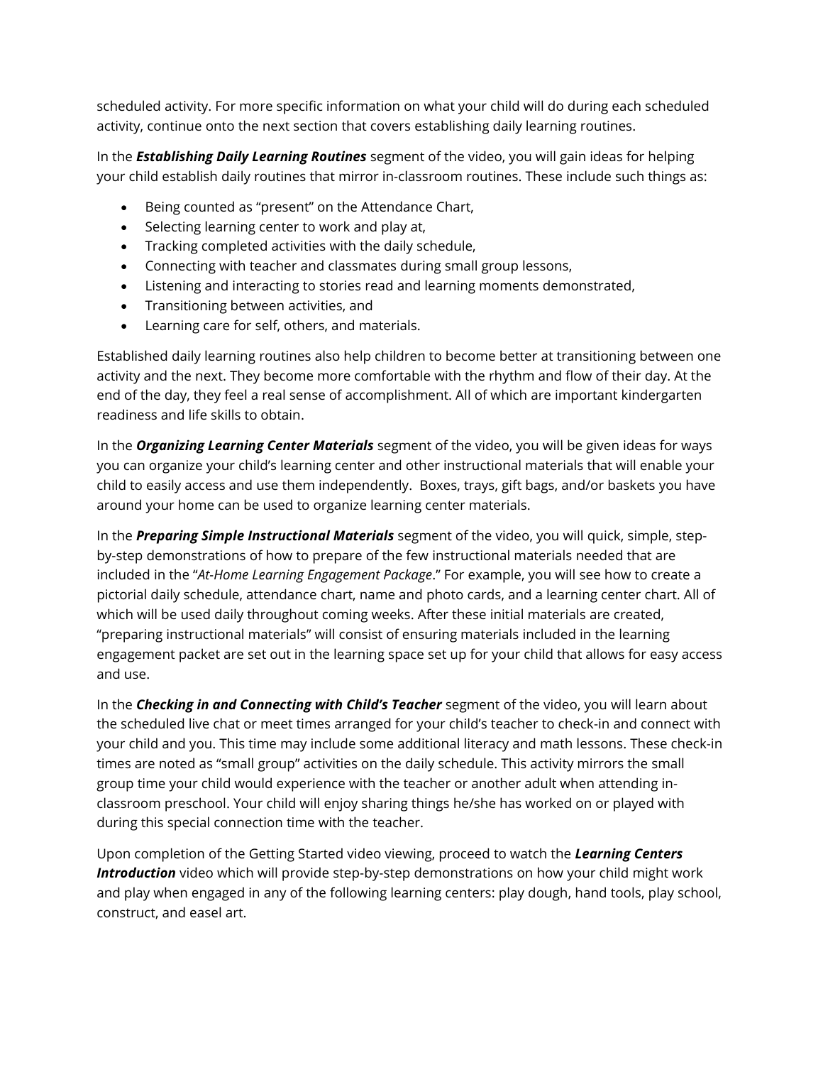scheduled activity. For more specific information on what your child will do during each scheduled activity, continue onto the next section that covers establishing daily learning routines.

In the ***Establishing Daily Learning Routines*** segment of the video, you will gain ideas for helping your child establish daily routines that mirror in-classroom routines. These include such things as:

- Being counted as "present" on the Attendance Chart,
- Selecting learning center to work and play at,
- Tracking completed activities with the daily schedule,
- Connecting with teacher and classmates during small group lessons,
- Listening and interacting to stories read and learning moments demonstrated,
- Transitioning between activities, and
- Learning care for self, others, and materials.

Established daily learning routines also help children to become better at transitioning between one activity and the next. They become more comfortable with the rhythm and flow of their day. At the end of the day, they feel a real sense of accomplishment. All of which are important kindergarten readiness and life skills to obtain.

In the ***Organizing Learning Center Materials*** segment of the video, you will be given ideas for ways you can organize your child's learning center and other instructional materials that will enable your child to easily access and use them independently. Boxes, trays, gift bags, and/or baskets you have around your home can be used to organize learning center materials.

In the ***Preparing Simple Instructional Materials*** segment of the video, you will quick, simple, step-by-step demonstrations of how to prepare of the few instructional materials needed that are included in the "*At-Home Learning Engagement Package*." For example, you will see how to create a pictorial daily schedule, attendance chart, name and photo cards, and a learning center chart. All of which will be used daily throughout coming weeks. After these initial materials are created, "preparing instructional materials" will consist of ensuring materials included in the learning engagement packet are set out in the learning space set up for your child that allows for easy access and use.

In the ***Checking in and Connecting with Child's Teacher*** segment of the video, you will learn about the scheduled live chat or meet times arranged for your child's teacher to check-in and connect with your child and you. This time may include some additional literacy and math lessons. These check-in times are noted as "small group" activities on the daily schedule. This activity mirrors the small group time your child would experience with the teacher or another adult when attending in-classroom preschool. Your child will enjoy sharing things he/she has worked on or played with during this special connection time with the teacher.

Upon completion of the Getting Started video viewing, proceed to watch the ***Learning Centers Introduction*** video which will provide step-by-step demonstrations on how your child might work and play when engaged in any of the following learning centers: play dough, hand tools, play school, construct, and easel art.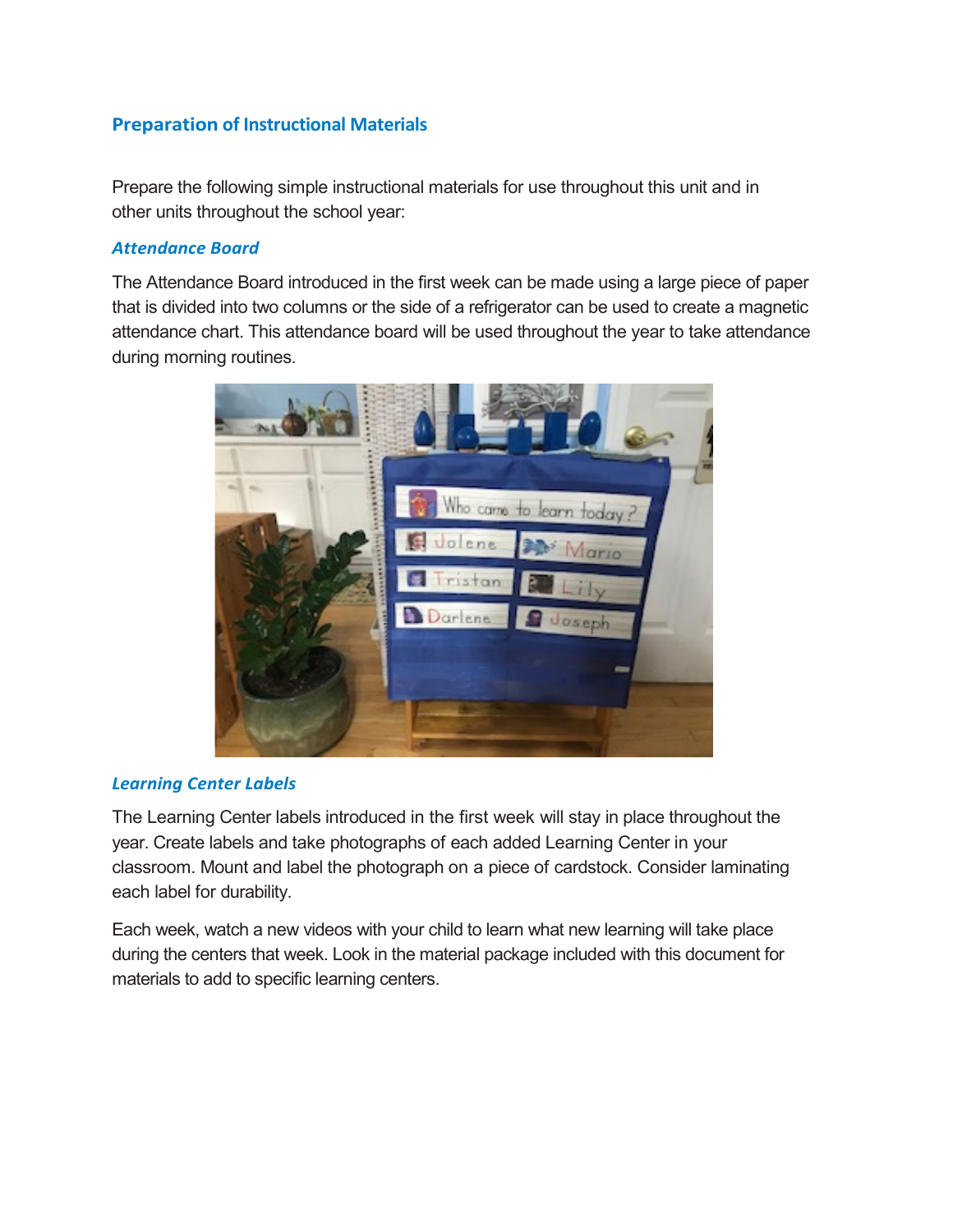## Preparation of Instructional Materials

Prepare the following simple instructional materials for use throughout this unit and in other units throughout the school year:

### *Attendance Board*

The Attendance Board introduced in the first week can be made using a large piece of paper that is divided into two columns or the side of a refrigerator can be used to create a magnetic attendance chart. This attendance board will be used throughout the year to take attendance during morning routines.

### *Learning Center Labels*

The Learning Center labels introduced in the first week will stay in place throughout the year. Create labels and take photographs of each added Learning Center in your classroom. Mount and label the photograph on a piece of cardstock. Consider laminating each label for durability.

Each week, watch a new videos with your child to learn what new learning will take place during the centers that week. Look in the material package included with this document for materials to add to specific learning centers.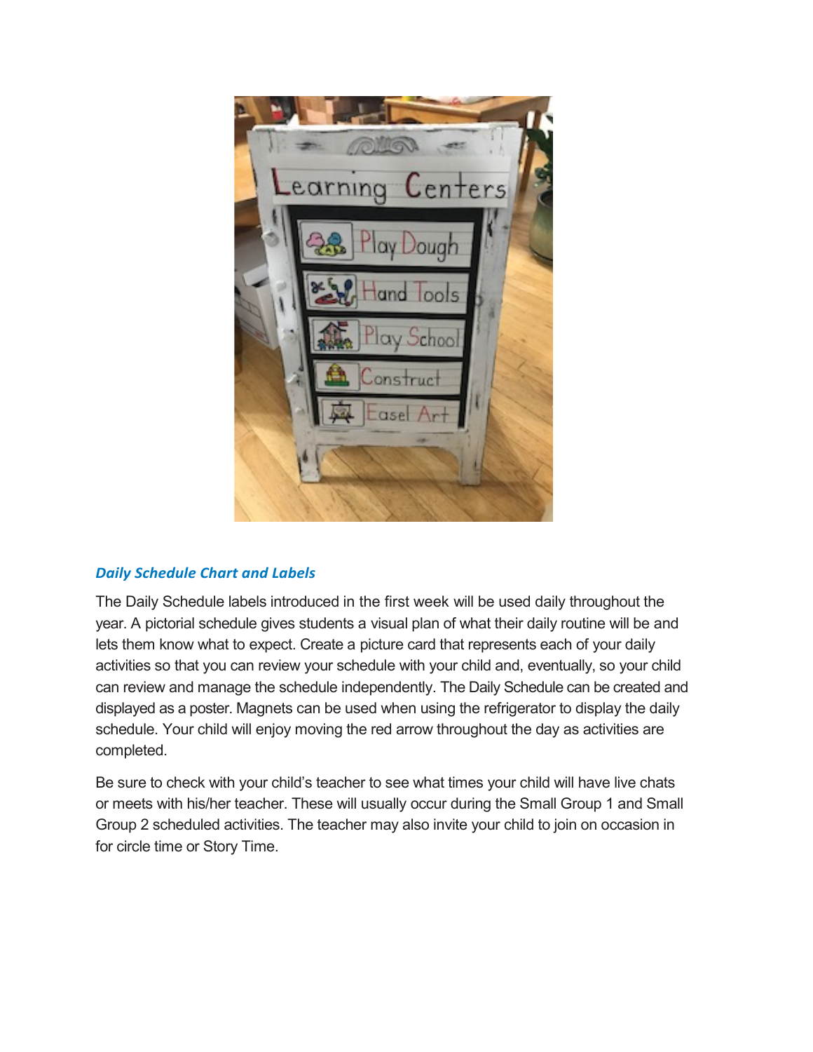***Daily Schedule Chart and Labels***

The Daily Schedule labels introduced in the first week will be used daily throughout the year. A pictorial schedule gives students a visual plan of what their daily routine will be and lets them know what to expect. Create a picture card that represents each of your daily activities so that you can review your schedule with your child and, eventually, so your child can review and manage the schedule independently. The Daily Schedule can be created and displayed as a poster. Magnets can be used when using the refrigerator to display the daily schedule. Your child will enjoy moving the red arrow throughout the day as activities are completed.

Be sure to check with your child's teacher to see what times your child will have live chats or meets with his/her teacher. These will usually occur during the Small Group 1 and Small Group 2 scheduled activities. The teacher may also invite your child to join on occasion in for circle time or Story Time.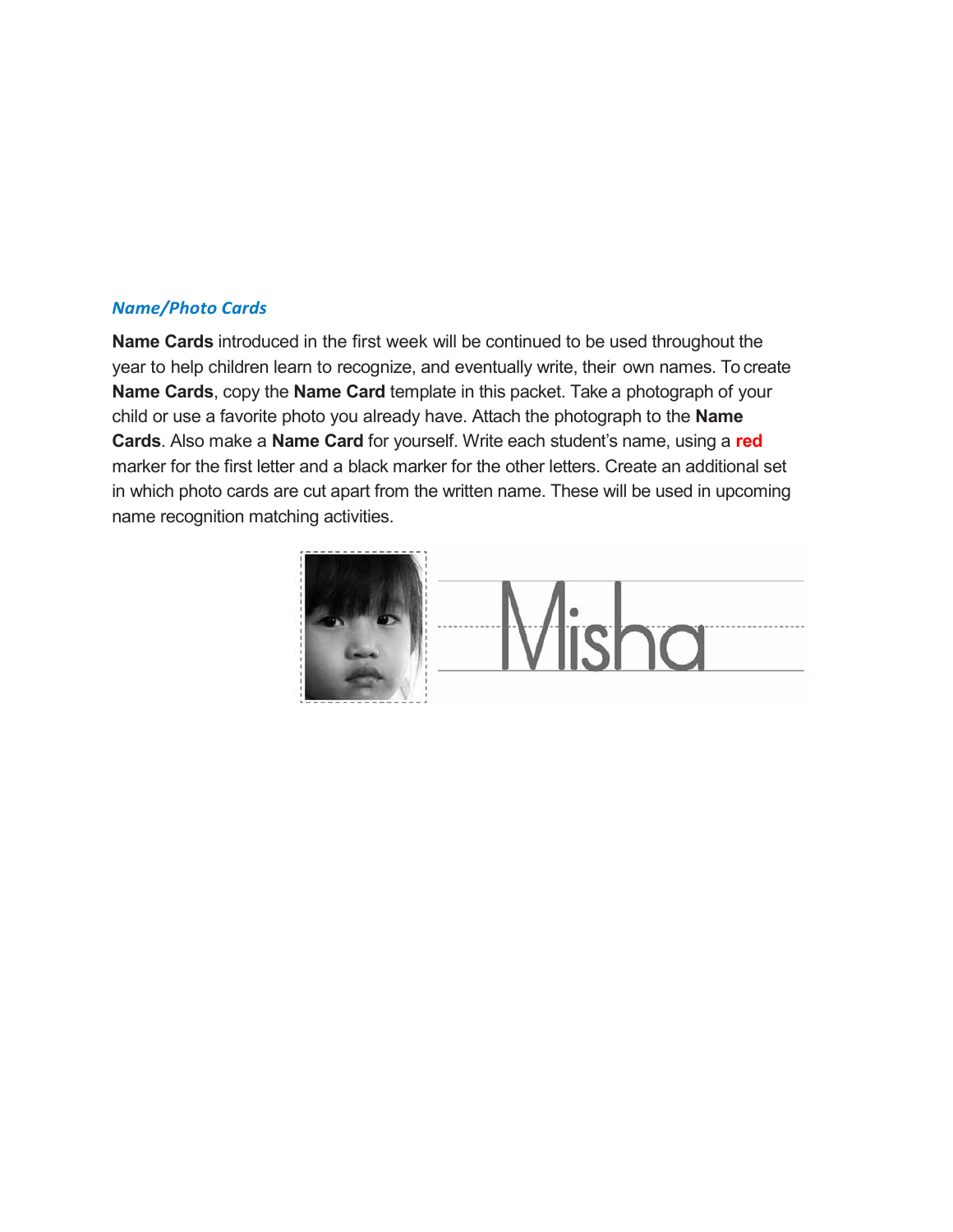### *Name/Photo Cards*

**Name Cards** introduced in the first week will be continued to be used throughout the year to help children learn to recognize, and eventually write, their own names. To create **Name Cards**, copy the **Name Card** template in this packet. Take a photograph of your child or use a favorite photo you already have. Attach the photograph to the **Name Cards**. Also make a **Name Card** for yourself. Write each student's name, using a **red** marker for the first letter and a black marker for the other letters. Create an additional set in which photo cards are cut apart from the written name. These will be used in upcoming name recognition matching activities.

Misha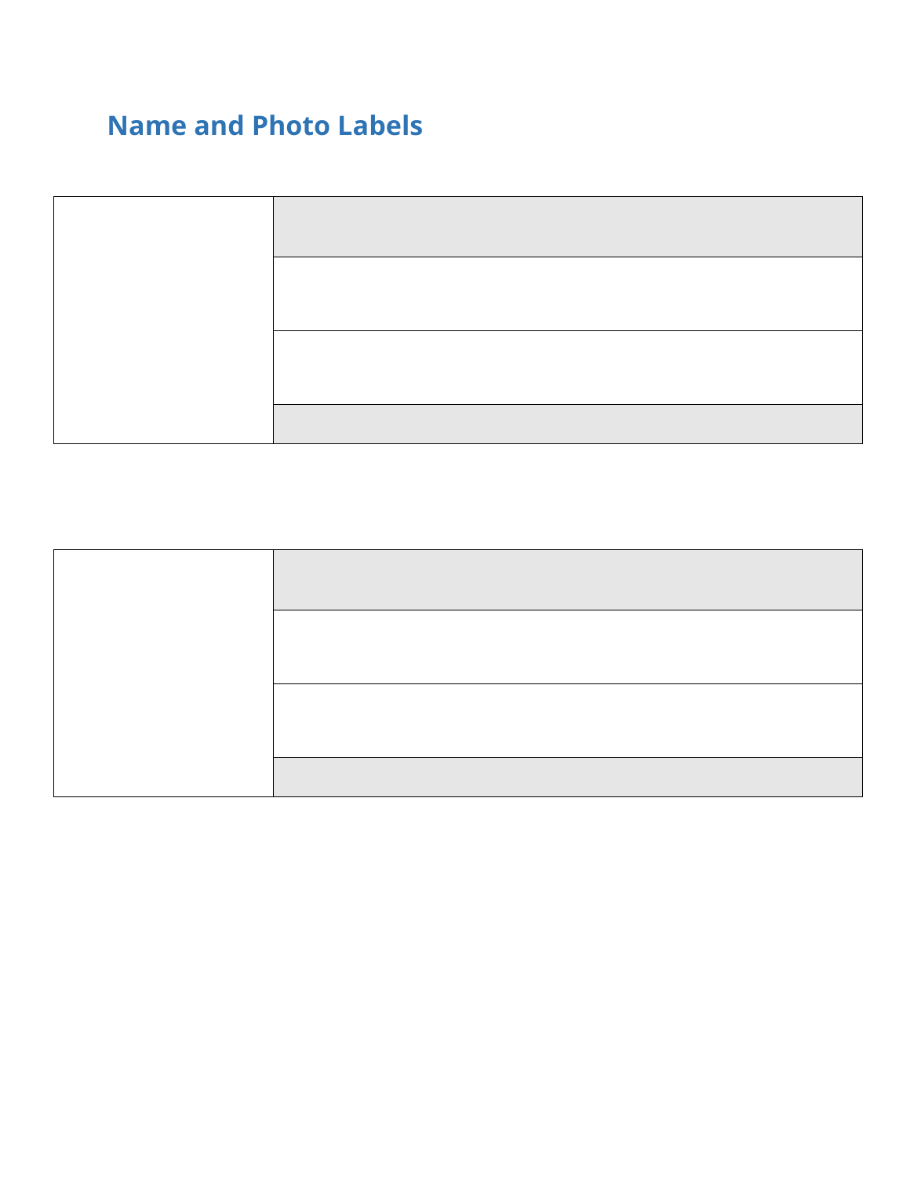## Name and Photo Labels

| | |
|---|---|
| | |
| | |
| | |

| | |
|---|---|
| | |
| | |
| | |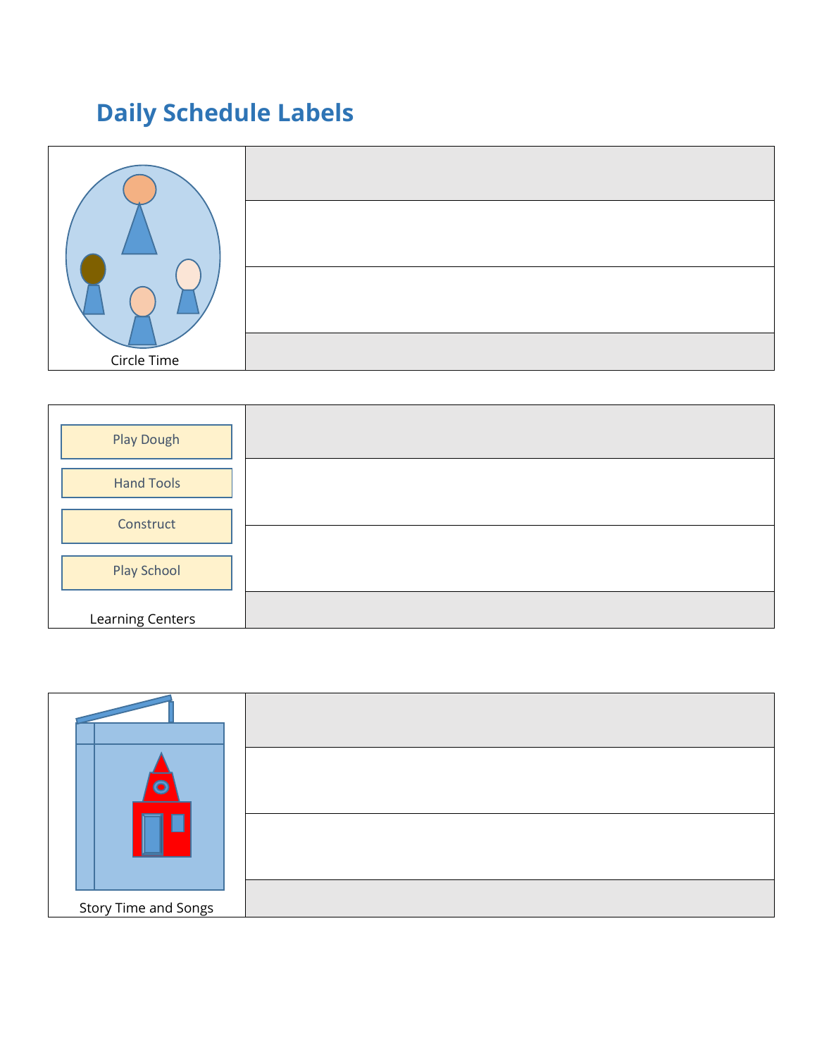# Daily Schedule Labels

| Circle Time | |
|---|---|
| | |
| | |
| | |

| Play Dough<br>Hand Tools<br>Construct<br>Play School<br><br>Learning Centers | |
|---|---|
| | |
| | |
| | |

| Story Time and Songs | |
|---|---|
| | |
| | |
| | |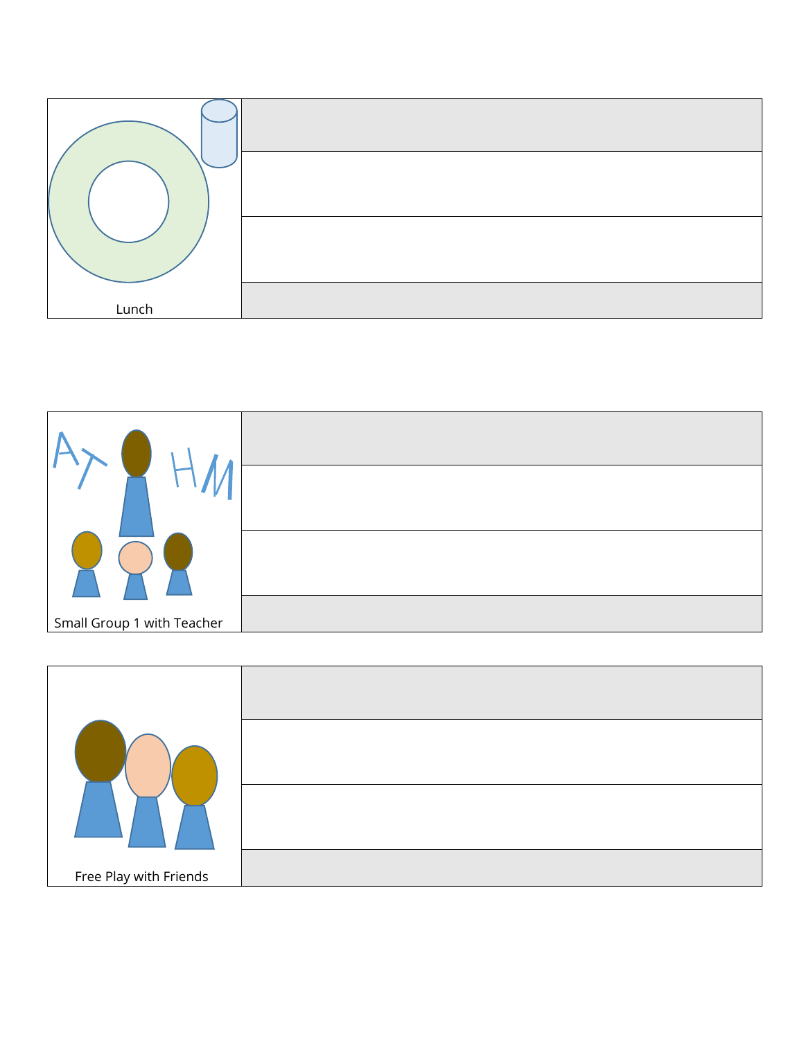| Lunch | |
|---|---|
| | |
| | |
| | |

| Small Group 1 with Teacher | |
|---|---|
| | |
| | |
| | |

| Free Play with Friends | |
|---|---|
| | |
| | |
| | |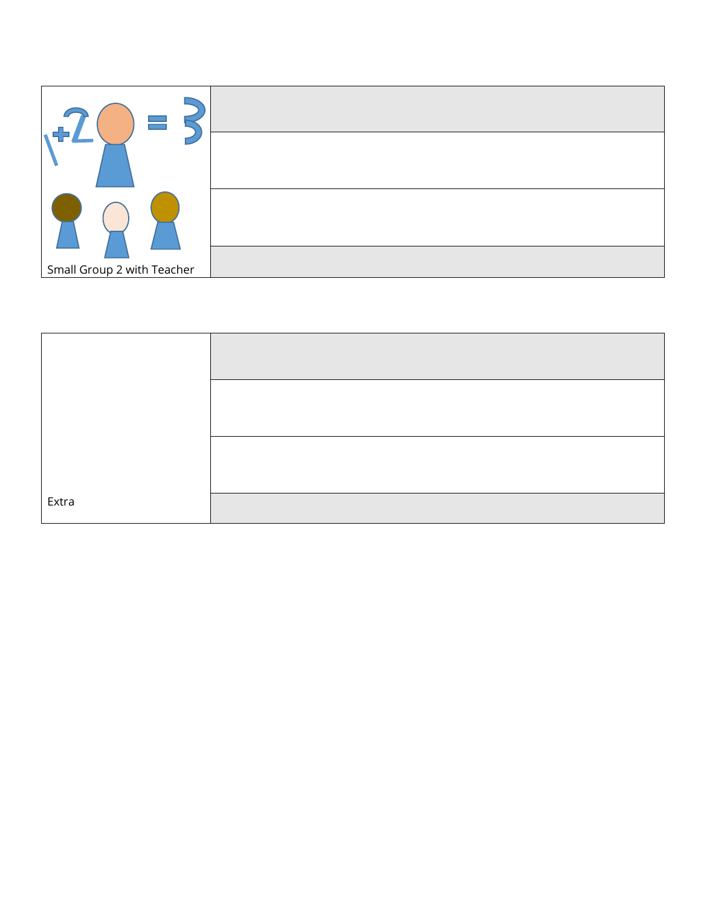| Small Group 2 with Teacher | |
|---|---|
| | |
| | |
| | |

| Extra | |
|---|---|
| | |
| | |
| | |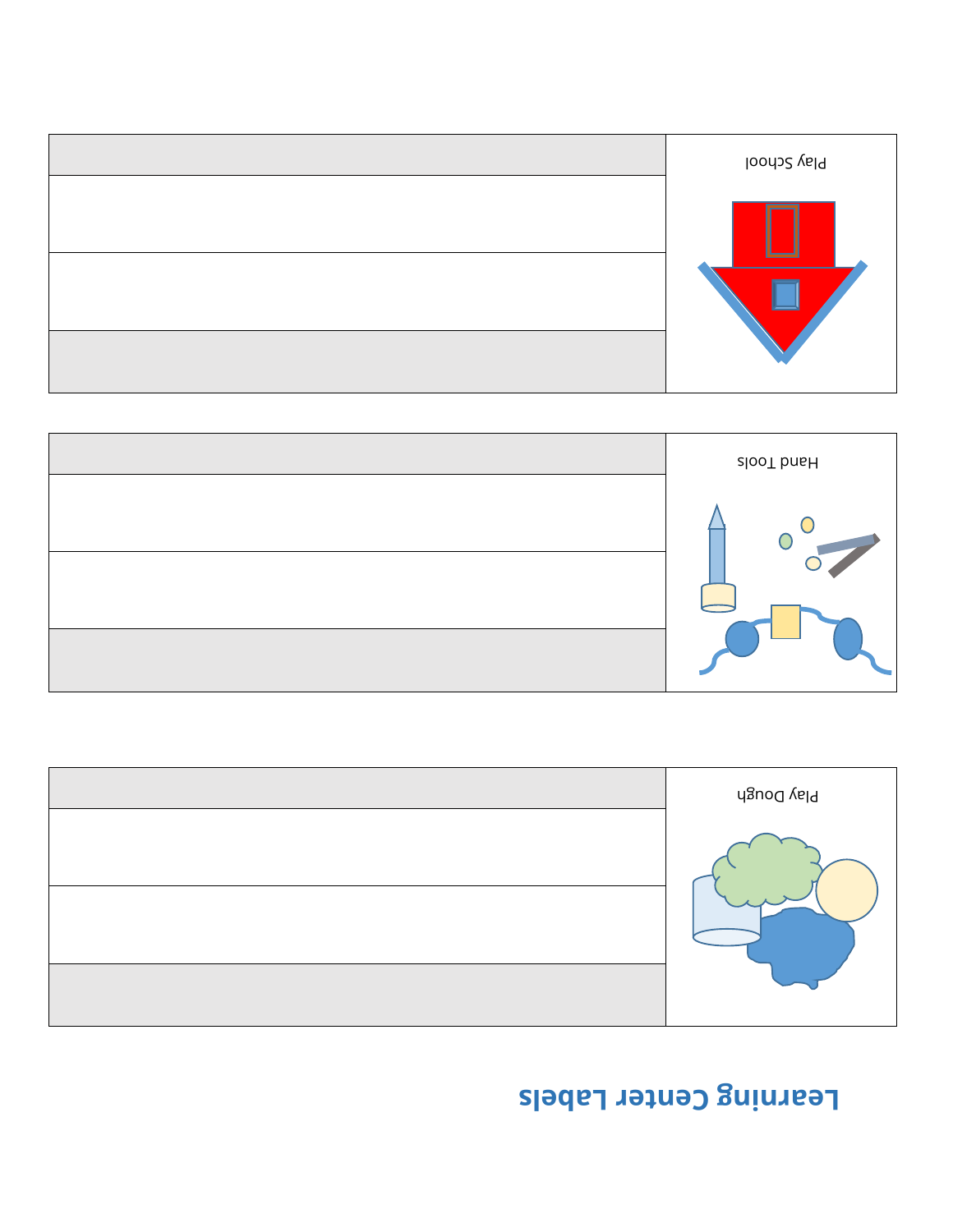# Learning Center Labels

| | Play Dough |
|---|---|
| | |
| | |
| | |

| | Hand Tools |
|---|---|
| | |
| | |
| | |

| | Play School |
|---|---|
| | |
| | |
| | |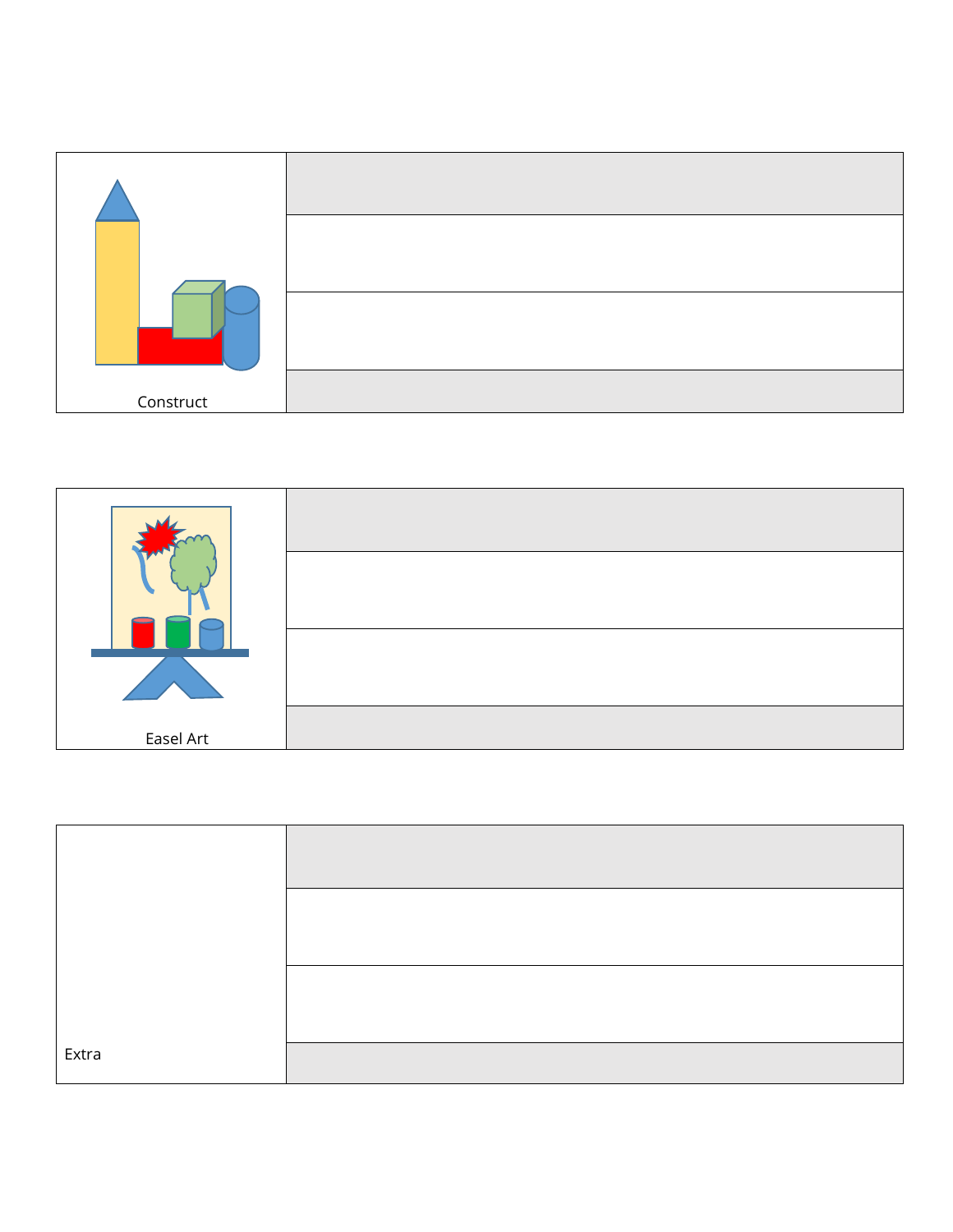| Construct | |
|---|---|
| | |
| | |
| | |

| Easel Art | |
|---|---|
| | |
| | |
| | |

| Extra | |
|---|---|
| | |
| | |
| | |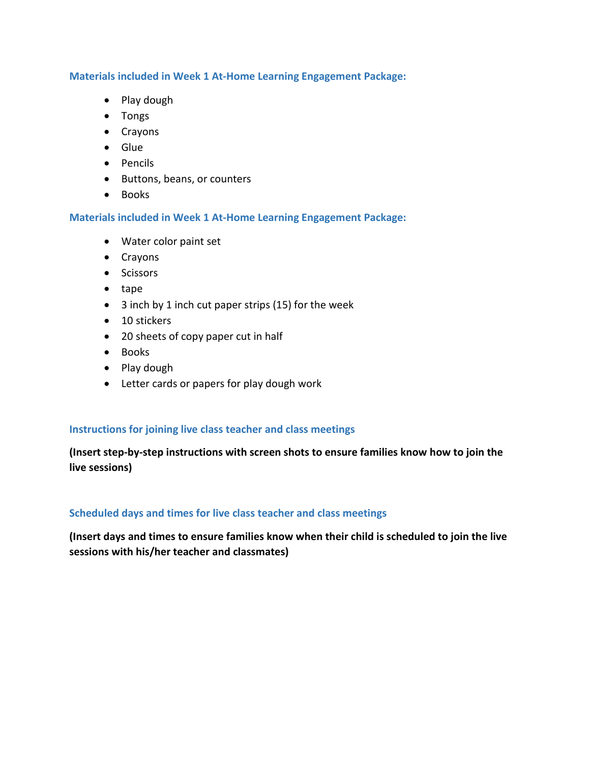### Materials included in Week 1 At-Home Learning Engagement Package:

- Play dough
- Tongs
- Crayons
- Glue
- Pencils
- Buttons, beans, or counters
- Books

### Materials included in Week 1 At-Home Learning Engagement Package:

- Water color paint set
- Crayons
- Scissors
- tape
- 3 inch by 1 inch cut paper strips (15) for the week
- 10 stickers
- 20 sheets of copy paper cut in half
- Books
- Play dough
- Letter cards or papers for play dough work

### Instructions for joining live class teacher and class meetings

**(Insert step-by-step instructions with screen shots to ensure families know how to join the live sessions)**

### Scheduled days and times for live class teacher and class meetings

**(Insert days and times to ensure families know when their child is scheduled to join the live sessions with his/her teacher and classmates)**